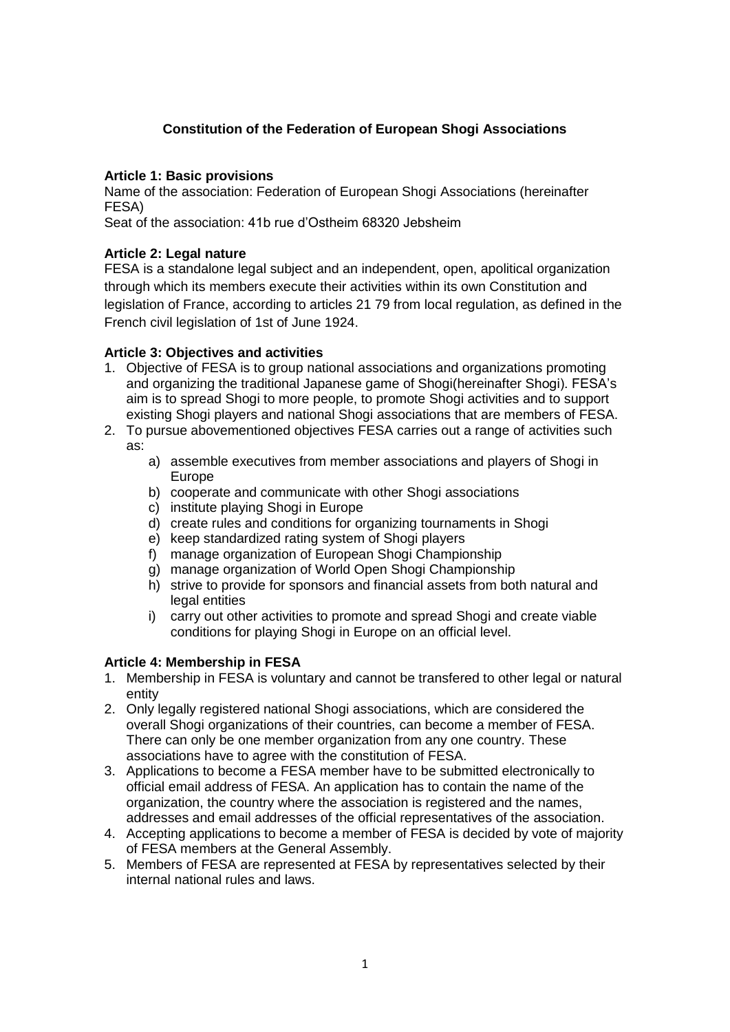# Constitution of the Federation of European Shogi Associations

**Article 1: Basic provisions**

Name of the association: Federation of European Shogi Associations (hereinafter FESA)

Seat of the association: 41b rue d'Ostheim 68320 Jebsheim

**Article 2: Legal nature**

FESA is a standalone legal subject and an independent, open, apolitical organization through which its members execute their activities within its own Constitution and legislation of France, according to articles 21 79 from local regulation, as defined in the French civil legislation of 1st of June 1924.

**Article 3: Objectives and activities**

1. Objective of FESA is to group national associations and organizations promoting and organizing the traditional Japanese game of Shogi(hereinafter Shogi). FESA's aim is to spread Shogi to more people, to promote Shogi activities and to support existing Shogi players and national Shogi associations that are members of FESA.
2. To pursue abovementioned objectives FESA carries out a range of activities such as:
   a) assemble executives from member associations and players of Shogi in Europe
   b) cooperate and communicate with other Shogi associations
   c) institute playing Shogi in Europe
   d) create rules and conditions for organizing tournaments in Shogi
   e) keep standardized rating system of Shogi players
   f) manage organization of European Shogi Championship
   g) manage organization of World Open Shogi Championship
   h) strive to provide for sponsors and financial assets from both natural and legal entities
   i) carry out other activities to promote and spread Shogi and create viable conditions for playing Shogi in Europe on an official level.

**Article 4: Membership in FESA**

1. Membership in FESA is voluntary and cannot be transfered to other legal or natural entity
2. Only legally registered national Shogi associations, which are considered the overall Shogi organizations of their countries, can become a member of FESA. There can only be one member organization from any one country. These associations have to agree with the constitution of FESA.
3. Applications to become a FESA member have to be submitted electronically to official email address of FESA. An application has to contain the name of the organization, the country where the association is registered and the names, addresses and email addresses of the official representatives of the association.
4. Accepting applications to become a member of FESA is decided by vote of majority of FESA members at the General Assembly.
5. Members of FESA are represented at FESA by representatives selected by their internal national rules and laws.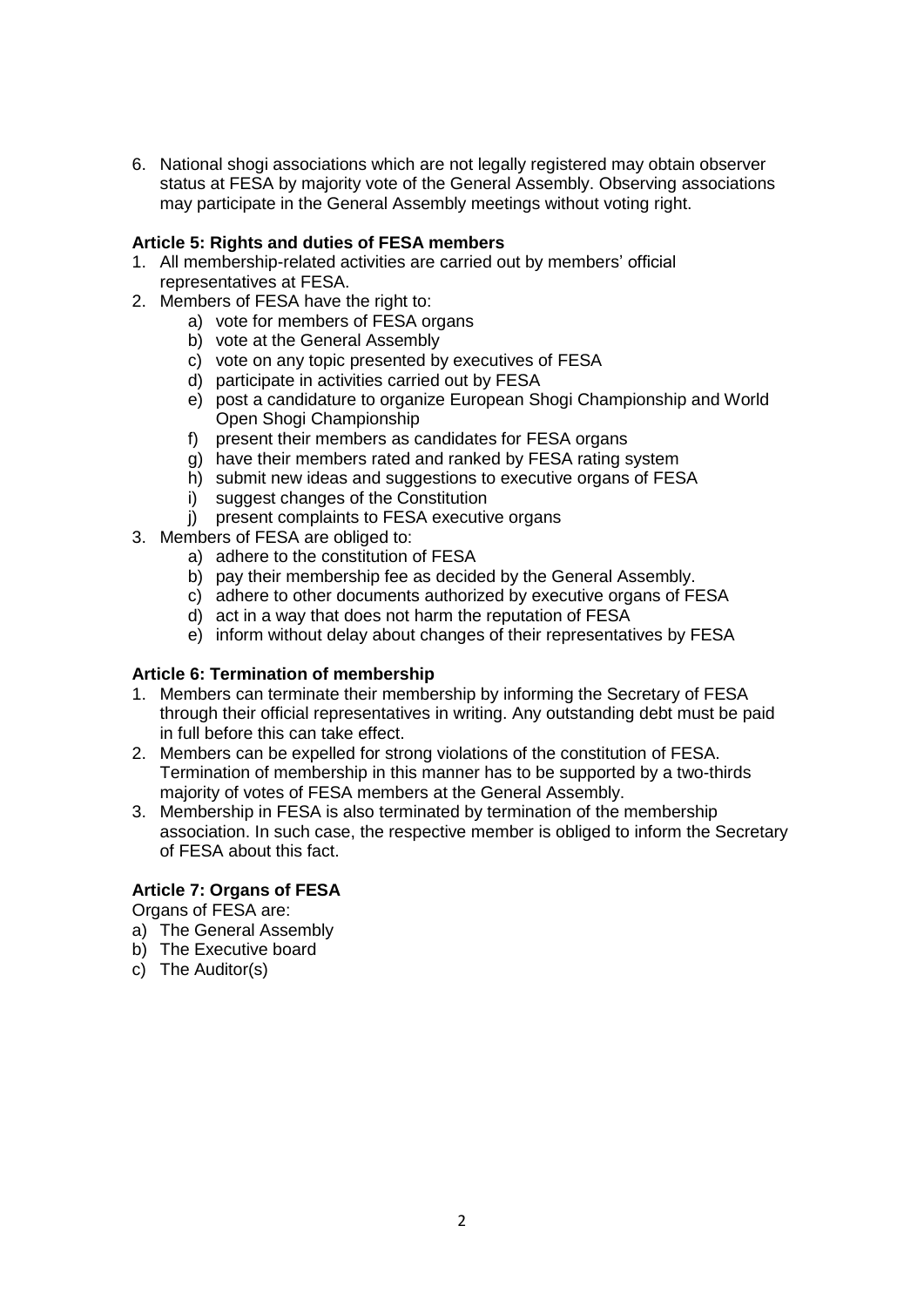6. National shogi associations which are not legally registered may obtain observer status at FESA by majority vote of the General Assembly. Observing associations may participate in the General Assembly meetings without voting right.

**Article 5: Rights and duties of FESA members**

1. All membership-related activities are carried out by members' official representatives at FESA.
2. Members of FESA have the right to:
   a) vote for members of FESA organs
   b) vote at the General Assembly
   c) vote on any topic presented by executives of FESA
   d) participate in activities carried out by FESA
   e) post a candidature to organize European Shogi Championship and World Open Shogi Championship
   f) present their members as candidates for FESA organs
   g) have their members rated and ranked by FESA rating system
   h) submit new ideas and suggestions to executive organs of FESA
   i) suggest changes of the Constitution
   j) present complaints to FESA executive organs
3. Members of FESA are obliged to:
   a) adhere to the constitution of FESA
   b) pay their membership fee as decided by the General Assembly.
   c) adhere to other documents authorized by executive organs of FESA
   d) act in a way that does not harm the reputation of FESA
   e) inform without delay about changes of their representatives by FESA

**Article 6: Termination of membership**

1. Members can terminate their membership by informing the Secretary of FESA through their official representatives in writing. Any outstanding debt must be paid in full before this can take effect.
2. Members can be expelled for strong violations of the constitution of FESA. Termination of membership in this manner has to be supported by a two-thirds majority of votes of FESA members at the General Assembly.
3. Membership in FESA is also terminated by termination of the membership association. In such case, the respective member is obliged to inform the Secretary of FESA about this fact.

**Article 7: Organs of FESA**

Organs of FESA are:

a) The General Assembly
b) The Executive board
c) The Auditor(s)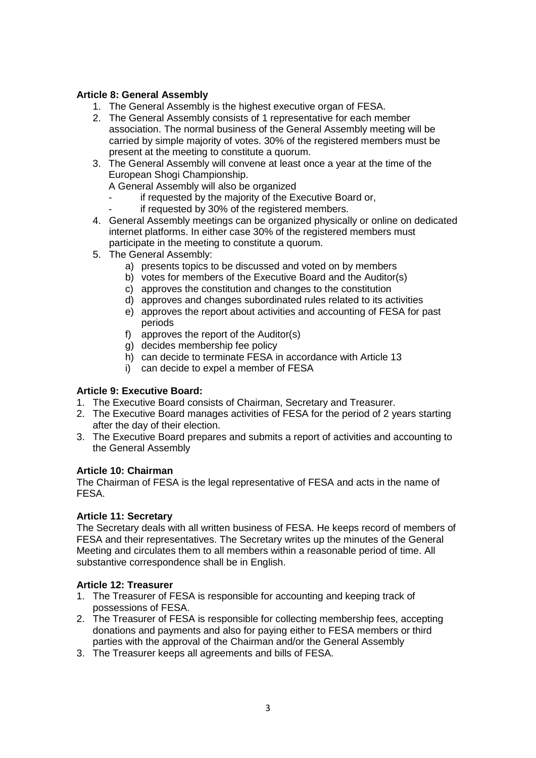**Article 8: General Assembly**

1. The General Assembly is the highest executive organ of FESA.
2. The General Assembly consists of 1 representative for each member association. The normal business of the General Assembly meeting will be carried by simple majority of votes. 30% of the registered members must be present at the meeting to constitute a quorum.
3. The General Assembly will convene at least once a year at the time of the European Shogi Championship.
   A General Assembly will also be organized
   - if requested by the majority of the Executive Board or,
   - if requested by 30% of the registered members.
4. General Assembly meetings can be organized physically or online on dedicated internet platforms. In either case 30% of the registered members must participate in the meeting to constitute a quorum.
5. The General Assembly:
   a) presents topics to be discussed and voted on by members
   b) votes for members of the Executive Board and the Auditor(s)
   c) approves the constitution and changes to the constitution
   d) approves and changes subordinated rules related to its activities
   e) approves the report about activities and accounting of FESA for past periods
   f) approves the report of the Auditor(s)
   g) decides membership fee policy
   h) can decide to terminate FESA in accordance with Article 13
   i) can decide to expel a member of FESA

**Article 9: Executive Board:**

1. The Executive Board consists of Chairman, Secretary and Treasurer.
2. The Executive Board manages activities of FESA for the period of 2 years starting after the day of their election.
3. The Executive Board prepares and submits a report of activities and accounting to the General Assembly

**Article 10: Chairman**

The Chairman of FESA is the legal representative of FESA and acts in the name of FESA.

**Article 11: Secretary**

The Secretary deals with all written business of FESA. He keeps record of members of FESA and their representatives. The Secretary writes up the minutes of the General Meeting and circulates them to all members within a reasonable period of time. All substantive correspondence shall be in English.

**Article 12: Treasurer**

1. The Treasurer of FESA is responsible for accounting and keeping track of possessions of FESA.
2. The Treasurer of FESA is responsible for collecting membership fees, accepting donations and payments and also for paying either to FESA members or third parties with the approval of the Chairman and/or the General Assembly
3. The Treasurer keeps all agreements and bills of FESA.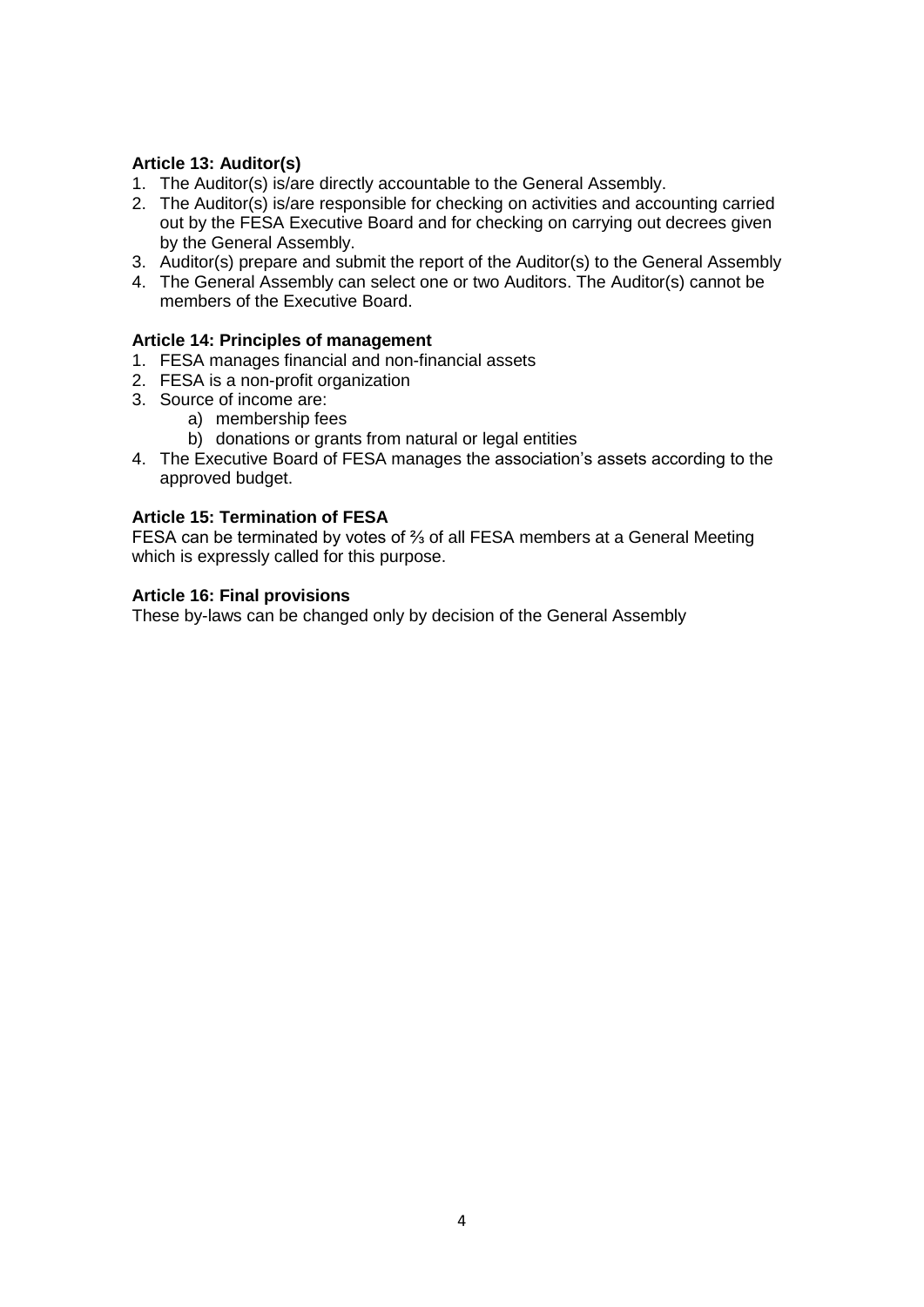**Article 13: Auditor(s)**

1. The Auditor(s) is/are directly accountable to the General Assembly.
2. The Auditor(s) is/are responsible for checking on activities and accounting carried out by the FESA Executive Board and for checking on carrying out decrees given by the General Assembly.
3. Auditor(s) prepare and submit the report of the Auditor(s) to the General Assembly
4. The General Assembly can select one or two Auditors. The Auditor(s) cannot be members of the Executive Board.

**Article 14: Principles of management**

1. FESA manages financial and non-financial assets
2. FESA is a non-profit organization
3. Source of income are:
   a) membership fees
   b) donations or grants from natural or legal entities
4. The Executive Board of FESA manages the association's assets according to the approved budget.

**Article 15: Termination of FESA**

FESA can be terminated by votes of ⅔ of all FESA members at a General Meeting which is expressly called for this purpose.

**Article 16: Final provisions**

These by-laws can be changed only by decision of the General Assembly